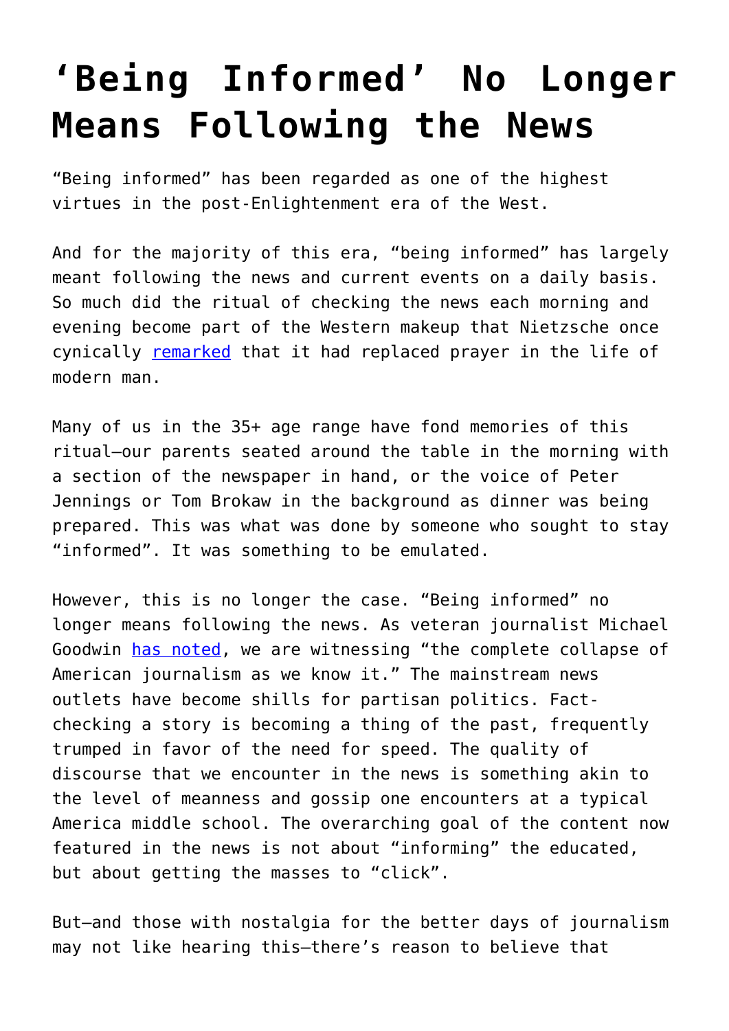# 'Being Informed' No Longer Means Following the News

"Being informed" has been regarded as one of the highest virtues in the post-Enlightenment era of the West.

And for the majority of this era, "being informed" has largely meant following the news and current events on a daily basis. So much did the ritual of checking the news each morning and evening become part of the Western makeup that Nietzsche once cynically [remarked](#) that it had replaced prayer in the life of modern man.

Many of us in the 35+ age range have fond memories of this ritual—our parents seated around the table in the morning with a section of the newspaper in hand, or the voice of Peter Jennings or Tom Brokaw in the background as dinner was being prepared. This was what was done by someone who sought to stay "informed". It was something to be emulated.

However, this is no longer the case. "Being informed" no longer means following the news. As veteran journalist Michael Goodwin [has noted](#), we are witnessing "the complete collapse of American journalism as we know it." The mainstream news outlets have become shills for partisan politics. Fact-checking a story is becoming a thing of the past, frequently trumped in favor of the need for speed. The quality of discourse that we encounter in the news is something akin to the level of meanness and gossip one encounters at a typical America middle school. The overarching goal of the content now featured in the news is not about "informing" the educated, but about getting the masses to "click".

But—and those with nostalgia for the better days of journalism may not like hearing this—there's reason to believe that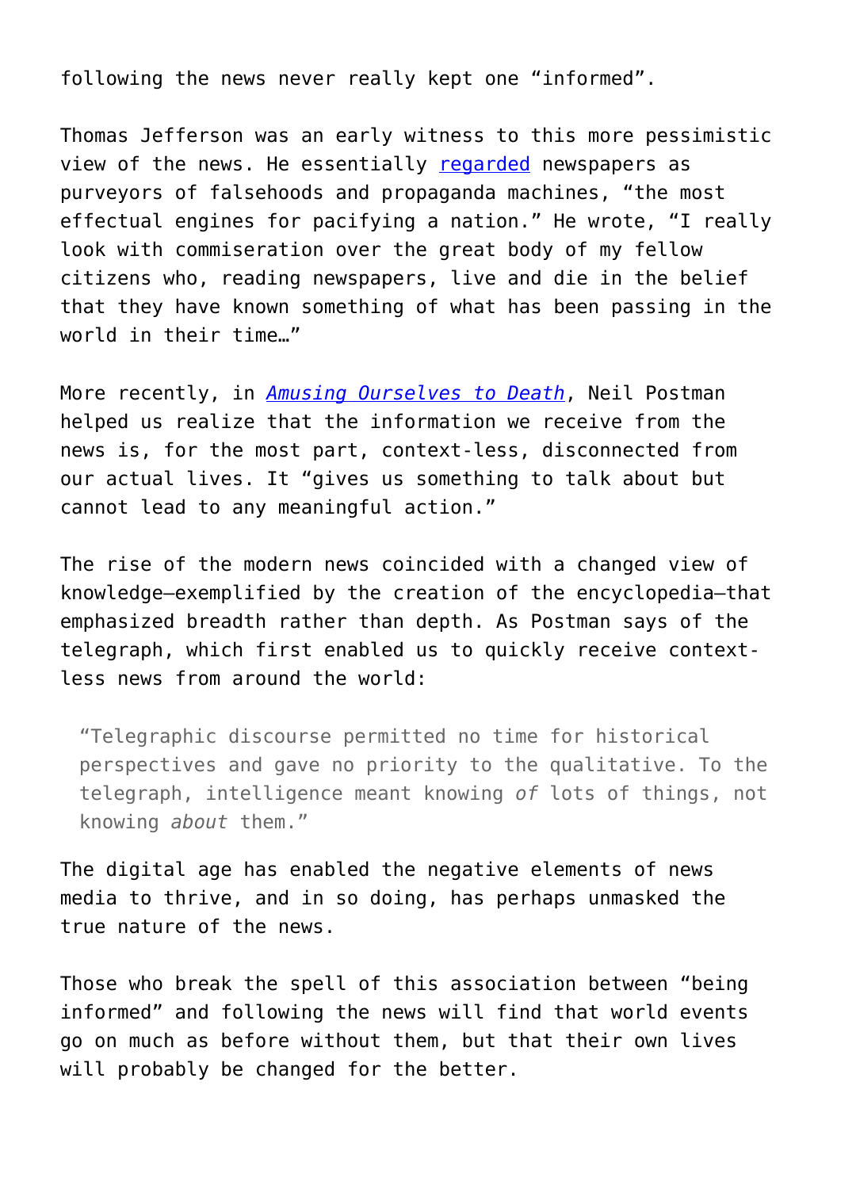following the news never really kept one "informed".

Thomas Jefferson was an early witness to this more pessimistic view of the news. He essentially regarded newspapers as purveyors of falsehoods and propaganda machines, "the most effectual engines for pacifying a nation." He wrote, "I really look with commiseration over the great body of my fellow citizens who, reading newspapers, live and die in the belief that they have known something of what has been passing in the world in their time…"

More recently, in *Amusing Ourselves to Death*, Neil Postman helped us realize that the information we receive from the news is, for the most part, context-less, disconnected from our actual lives. It "gives us something to talk about but cannot lead to any meaningful action."

The rise of the modern news coincided with a changed view of knowledge—exemplified by the creation of the encyclopedia—that emphasized breadth rather than depth. As Postman says of the telegraph, which first enabled us to quickly receive context-less news from around the world:

> "Telegraphic discourse permitted no time for historical perspectives and gave no priority to the qualitative. To the telegraph, intelligence meant knowing *of* lots of things, not knowing *about* them."

The digital age has enabled the negative elements of news media to thrive, and in so doing, has perhaps unmasked the true nature of the news.

Those who break the spell of this association between "being informed" and following the news will find that world events go on much as before without them, but that their own lives will probably be changed for the better.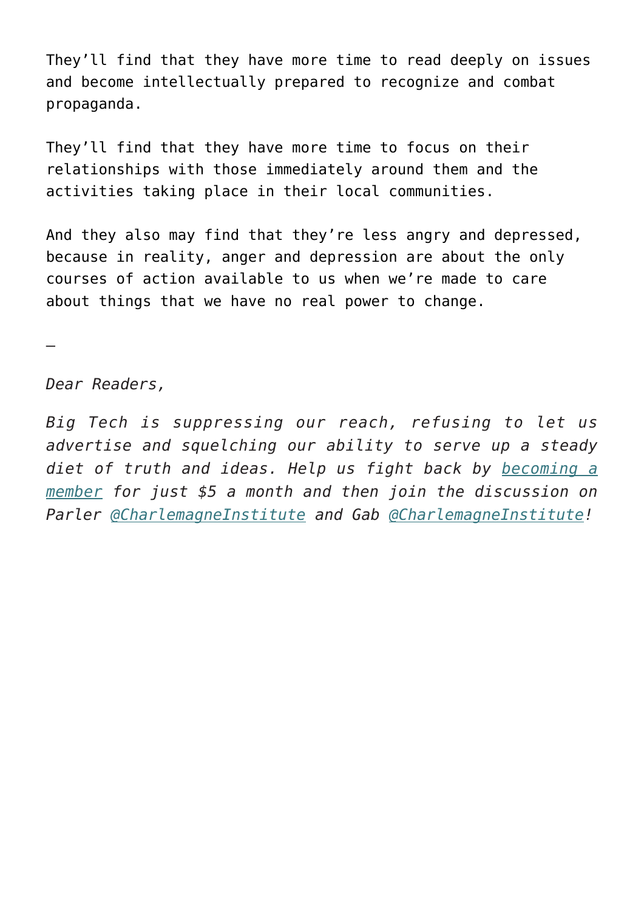They’ll find that they have more time to read deeply on issues and become intellectually prepared to recognize and combat propaganda.

They’ll find that they have more time to focus on their relationships with those immediately around them and the activities taking place in their local communities.

And they also may find that they’re less angry and depressed, because in reality, anger and depression are about the only courses of action available to us when we’re made to care about things that we have no real power to change.

—

*Dear Readers,*

*Big Tech is suppressing our reach, refusing to let us advertise and squelching our ability to serve up a steady diet of truth and ideas. Help us fight back by becoming a member for just $5 a month and then join the discussion on Parler @CharlemagneInstitute and Gab @CharlemagneInstitute!*